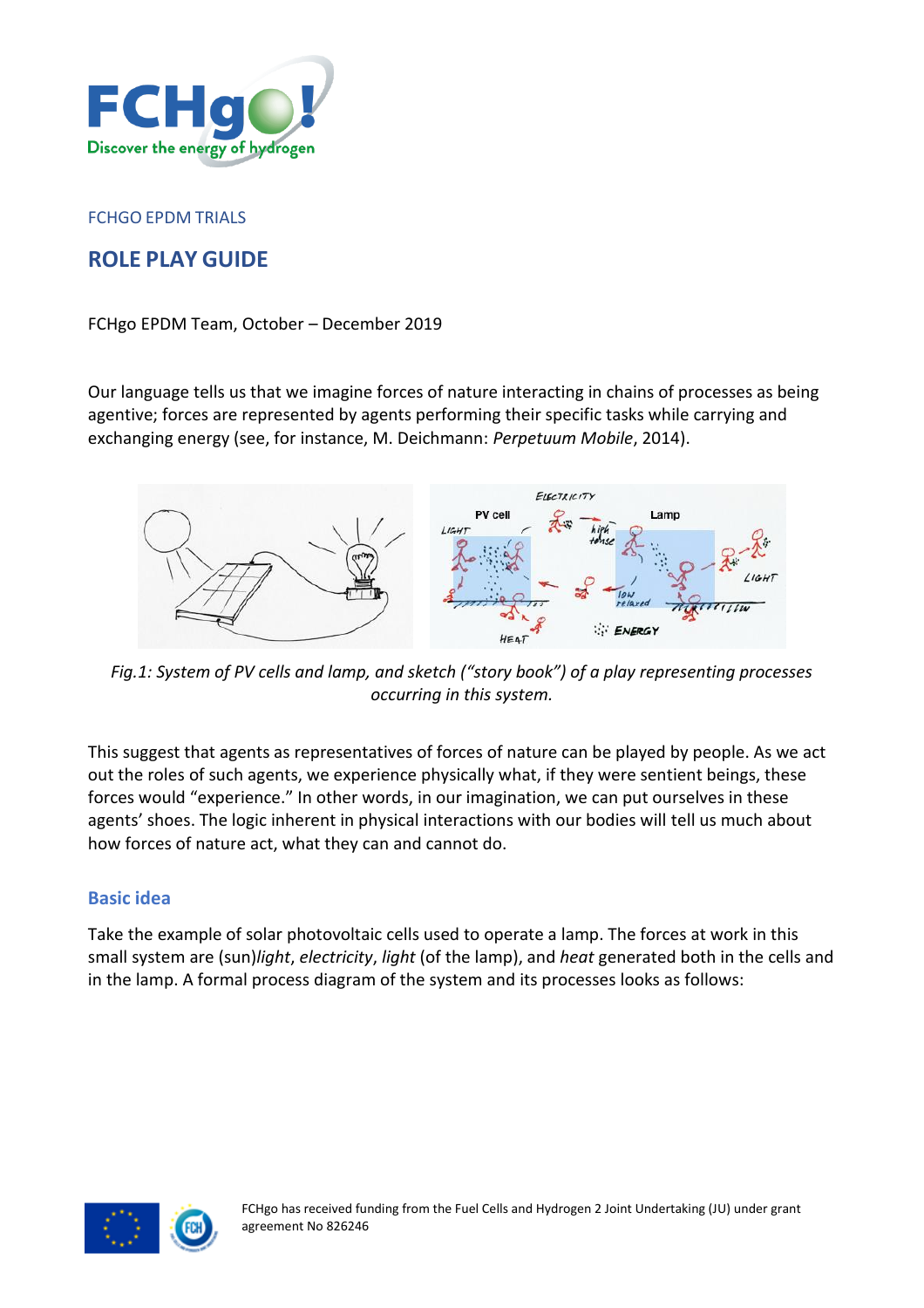FCHGO EPDM TRIALS

# ROLE PLAY GUIDE

FCHgo EPDM Team, October – December 2019

Our language tells us that we imagine forces of nature interacting in chains of processes as being agentive; forces are represented by agents performing their specific tasks while carrying and exchanging energy (see, for instance, M. Deichmann: *Perpetuum Mobile*, 2014).

*Fig.1: System of PV cells and lamp, and sketch ("story book") of a play representing processes occurring in this system.*

This suggest that agents as representatives of forces of nature can be played by people. As we act out the roles of such agents, we experience physically what, if they were sentient beings, these forces would "experience." In other words, in our imagination, we can put ourselves in these agents' shoes. The logic inherent in physical interactions with our bodies will tell us much about how forces of nature act, what they can and cannot do.

## Basic idea

Take the example of solar photovoltaic cells used to operate a lamp. The forces at work in this small system are (sun)*light*, *electricity*, *light* (of the lamp), and *heat* generated both in the cells and in the lamp. A formal process diagram of the system and its processes looks as follows:

FCHgo has received funding from the Fuel Cells and Hydrogen 2 Joint Undertaking (JU) under grant agreement No 826246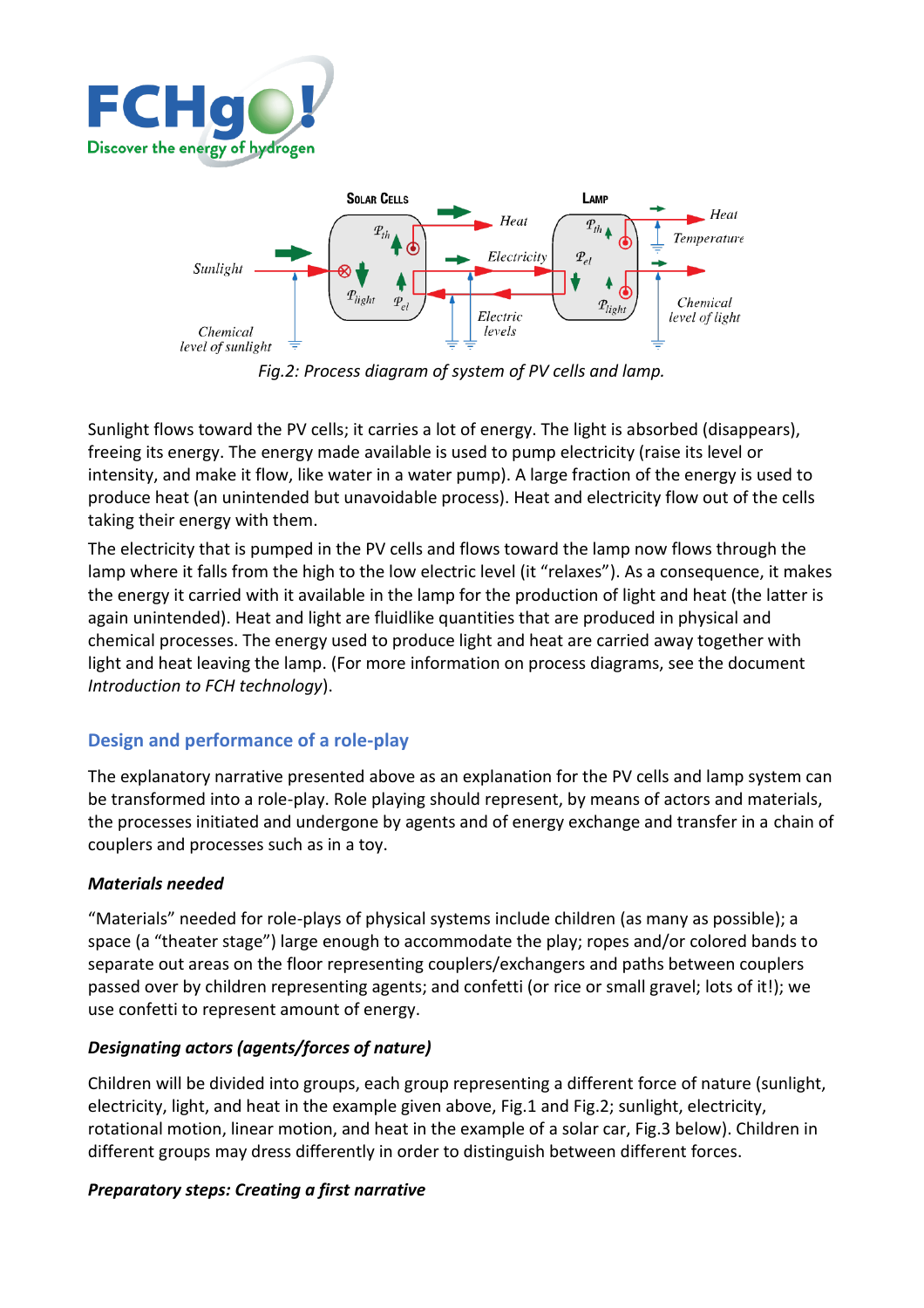Fig.2: Process diagram of system of PV cells and lamp.

Sunlight flows toward the PV cells; it carries a lot of energy. The light is absorbed (disappears), freeing its energy. The energy made available is used to pump electricity (raise its level or intensity, and make it flow, like water in a water pump). A large fraction of the energy is used to produce heat (an unintended but unavoidable process). Heat and electricity flow out of the cells taking their energy with them.

The electricity that is pumped in the PV cells and flows toward the lamp now flows through the lamp where it falls from the high to the low electric level (it "relaxes"). As a consequence, it makes the energy it carried with it available in the lamp for the production of light and heat (the latter is again unintended). Heat and light are fluidlike quantities that are produced in physical and chemical processes. The energy used to produce light and heat are carried away together with light and heat leaving the lamp. (For more information on process diagrams, see the document *Introduction to FCH technology*).

## Design and performance of a role-play

The explanatory narrative presented above as an explanation for the PV cells and lamp system can be transformed into a role-play. Role playing should represent, by means of actors and materials, the processes initiated and undergone by agents and of energy exchange and transfer in a chain of couplers and processes such as in a toy.

### *Materials needed*

"Materials" needed for role-plays of physical systems include children (as many as possible); a space (a "theater stage") large enough to accommodate the play; ropes and/or colored bands to separate out areas on the floor representing couplers/exchangers and paths between couplers passed over by children representing agents; and confetti (or rice or small gravel; lots of it!); we use confetti to represent amount of energy.

### *Designating actors (agents/forces of nature)*

Children will be divided into groups, each group representing a different force of nature (sunlight, electricity, light, and heat in the example given above, Fig.1 and Fig.2; sunlight, electricity, rotational motion, linear motion, and heat in the example of a solar car, Fig.3 below). Children in different groups may dress differently in order to distinguish between different forces.

### *Preparatory steps: Creating a first narrative*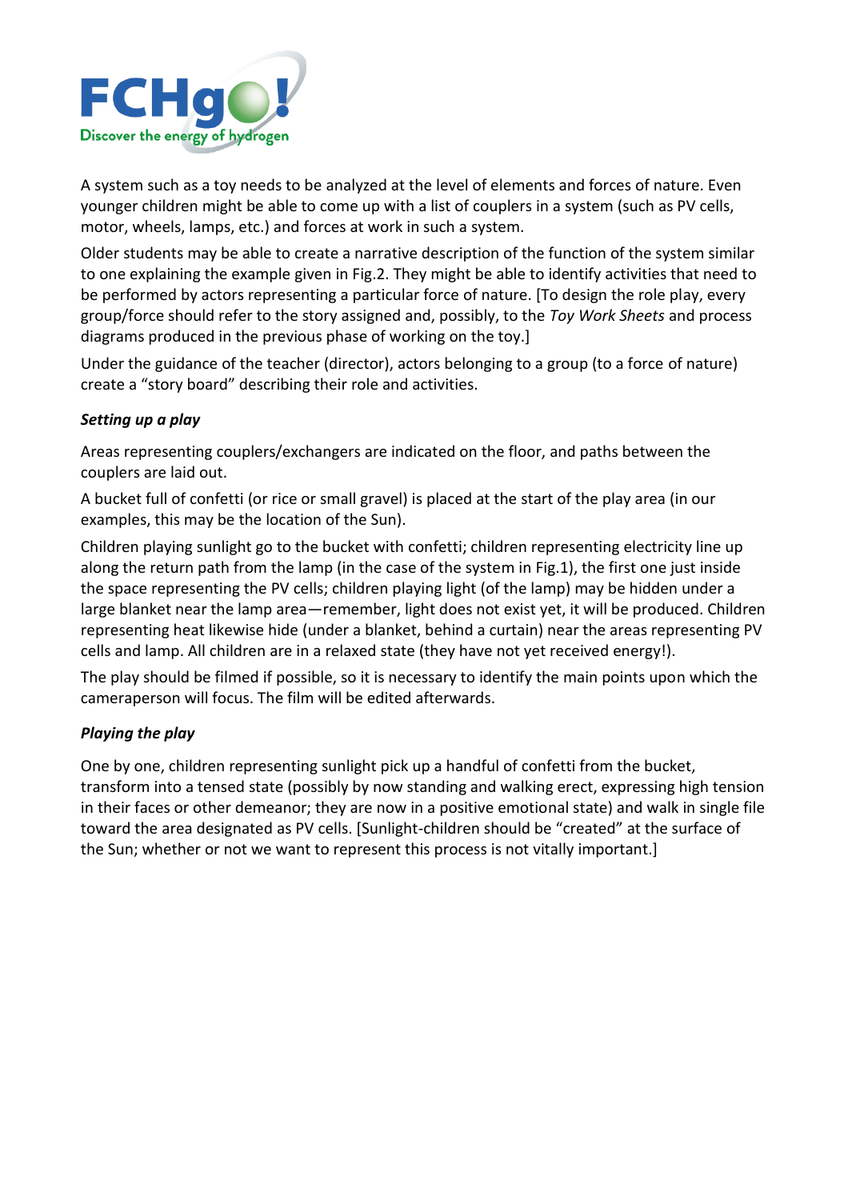A system such as a toy needs to be analyzed at the level of elements and forces of nature. Even younger children might be able to come up with a list of couplers in a system (such as PV cells, motor, wheels, lamps, etc.) and forces at work in such a system.

Older students may be able to create a narrative description of the function of the system similar to one explaining the example given in Fig.2. They might be able to identify activities that need to be performed by actors representing a particular force of nature. [To design the role play, every group/force should refer to the story assigned and, possibly, to the *Toy Work Sheets* and process diagrams produced in the previous phase of working on the toy.]

Under the guidance of the teacher (director), actors belonging to a group (to a force of nature) create a "story board" describing their role and activities.

***Setting up a play***

Areas representing couplers/exchangers are indicated on the floor, and paths between the couplers are laid out.

A bucket full of confetti (or rice or small gravel) is placed at the start of the play area (in our examples, this may be the location of the Sun).

Children playing sunlight go to the bucket with confetti; children representing electricity line up along the return path from the lamp (in the case of the system in Fig.1), the first one just inside the space representing the PV cells; children playing light (of the lamp) may be hidden under a large blanket near the lamp area—remember, light does not exist yet, it will be produced. Children representing heat likewise hide (under a blanket, behind a curtain) near the areas representing PV cells and lamp. All children are in a relaxed state (they have not yet received energy!).

The play should be filmed if possible, so it is necessary to identify the main points upon which the cameraperson will focus. The film will be edited afterwards.

***Playing the play***

One by one, children representing sunlight pick up a handful of confetti from the bucket, transform into a tensed state (possibly by now standing and walking erect, expressing high tension in their faces or other demeanor; they are now in a positive emotional state) and walk in single file toward the area designated as PV cells. [Sunlight-children should be "created" at the surface of the Sun; whether or not we want to represent this process is not vitally important.]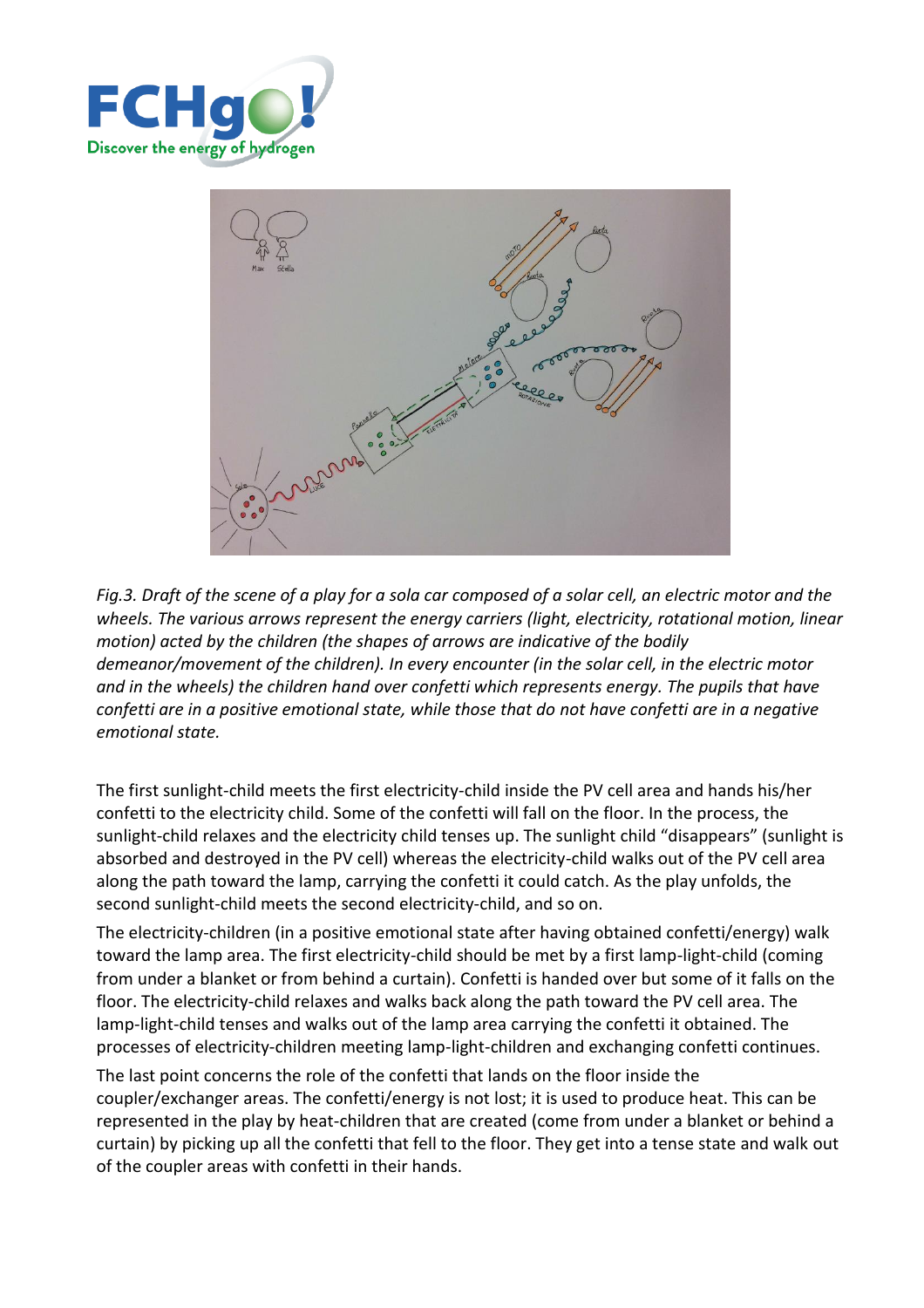*Fig.3. Draft of the scene of a play for a sola car composed of a solar cell, an electric motor and the wheels. The various arrows represent the energy carriers (light, electricity, rotational motion, linear motion) acted by the children (the shapes of arrows are indicative of the bodily demeanor/movement of the children). In every encounter (in the solar cell, in the electric motor and in the wheels) the children hand over confetti which represents energy. The pupils that have confetti are in a positive emotional state, while those that do not have confetti are in a negative emotional state.*

The first sunlight-child meets the first electricity-child inside the PV cell area and hands his/her confetti to the electricity child. Some of the confetti will fall on the floor. In the process, the sunlight-child relaxes and the electricity child tenses up. The sunlight child "disappears" (sunlight is absorbed and destroyed in the PV cell) whereas the electricity-child walks out of the PV cell area along the path toward the lamp, carrying the confetti it could catch. As the play unfolds, the second sunlight-child meets the second electricity-child, and so on.

The electricity-children (in a positive emotional state after having obtained confetti/energy) walk toward the lamp area. The first electricity-child should be met by a first lamp-light-child (coming from under a blanket or from behind a curtain). Confetti is handed over but some of it falls on the floor. The electricity-child relaxes and walks back along the path toward the PV cell area. The lamp-light-child tenses and walks out of the lamp area carrying the confetti it obtained. The processes of electricity-children meeting lamp-light-children and exchanging confetti continues.

The last point concerns the role of the confetti that lands on the floor inside the coupler/exchanger areas. The confetti/energy is not lost; it is used to produce heat. This can be represented in the play by heat-children that are created (come from under a blanket or behind a curtain) by picking up all the confetti that fell to the floor. They get into a tense state and walk out of the coupler areas with confetti in their hands.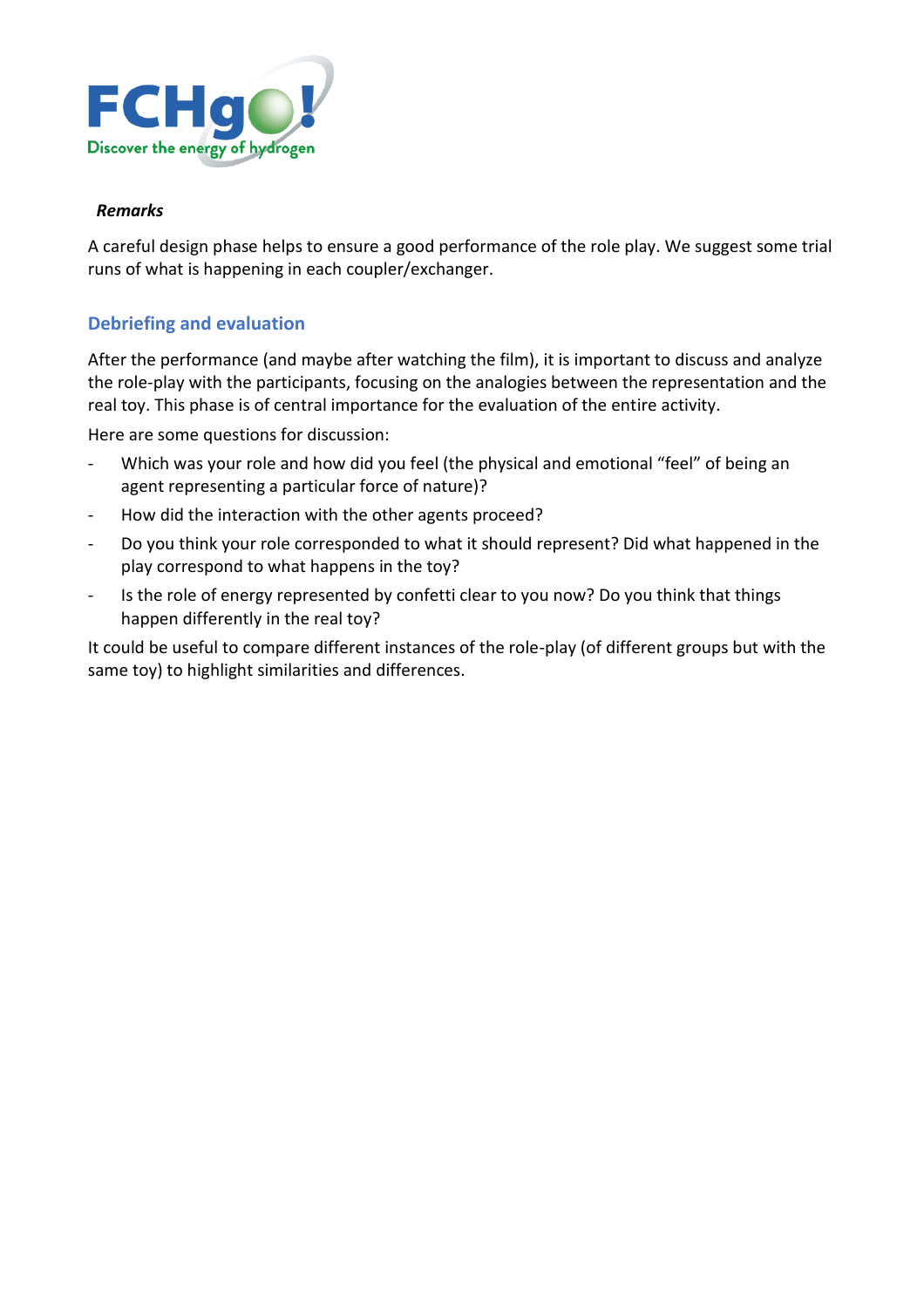***Remarks***

A careful design phase helps to ensure a good performance of the role play. We suggest some trial runs of what is happening in each coupler/exchanger.

## Debriefing and evaluation

After the performance (and maybe after watching the film), it is important to discuss and analyze the role-play with the participants, focusing on the analogies between the representation and the real toy. This phase is of central importance for the evaluation of the entire activity.

Here are some questions for discussion:

- Which was your role and how did you feel (the physical and emotional "feel" of being an agent representing a particular force of nature)?
- How did the interaction with the other agents proceed?
- Do you think your role corresponded to what it should represent? Did what happened in the play correspond to what happens in the toy?
- Is the role of energy represented by confetti clear to you now? Do you think that things happen differently in the real toy?

It could be useful to compare different instances of the role-play (of different groups but with the same toy) to highlight similarities and differences.